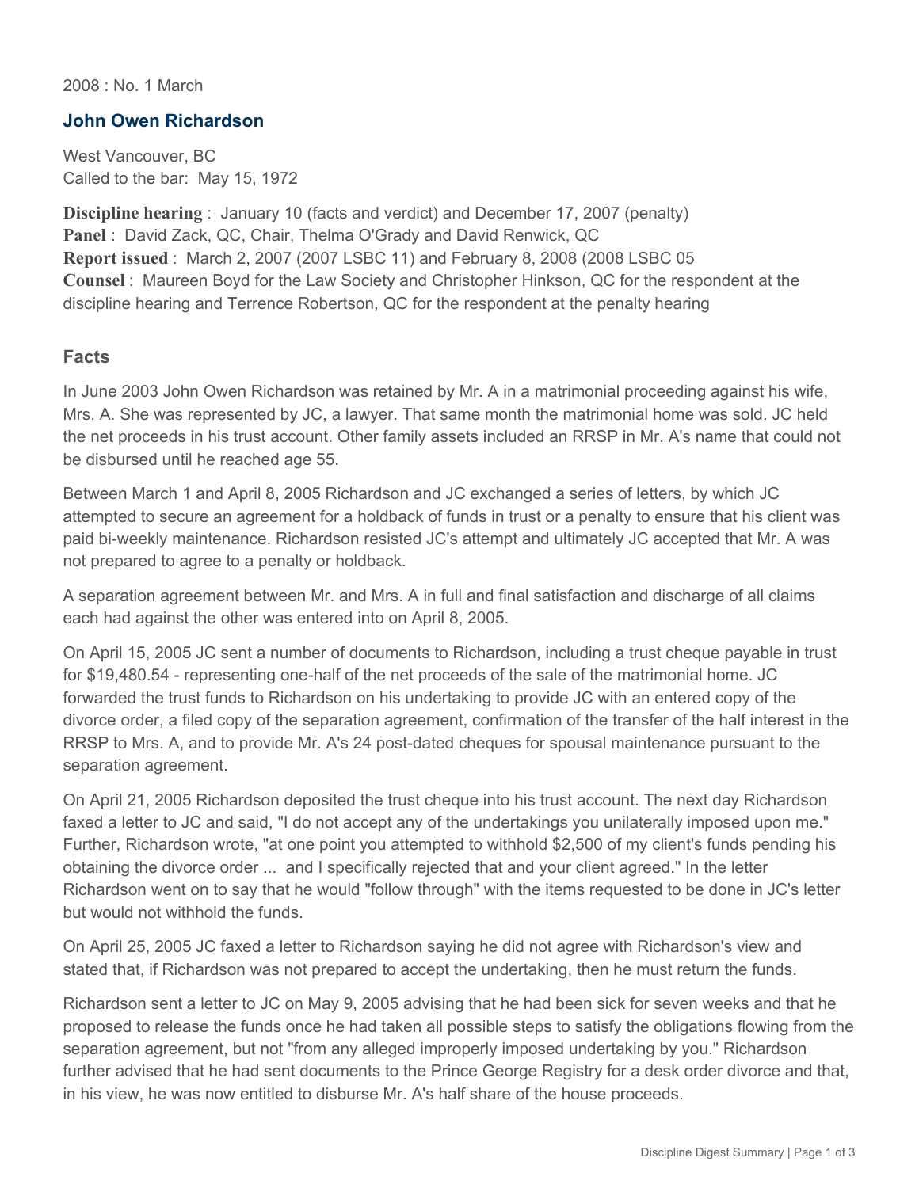2008 : No. 1 March

## John Owen Richardson

West Vancouver, BC
Called to the bar: May 15, 1972

**Discipline hearing** : January 10 (facts and verdict) and December 17, 2007 (penalty)
**Panel** : David Zack, QC, Chair, Thelma O'Grady and David Renwick, QC
**Report issued** : March 2, 2007 (2007 LSBC 11) and February 8, 2008 (2008 LSBC 05
**Counsel** : Maureen Boyd for the Law Society and Christopher Hinkson, QC for the respondent at the discipline hearing and Terrence Robertson, QC for the respondent at the penalty hearing

### Facts

In June 2003 John Owen Richardson was retained by Mr. A in a matrimonial proceeding against his wife, Mrs. A. She was represented by JC, a lawyer. That same month the matrimonial home was sold. JC held the net proceeds in his trust account. Other family assets included an RRSP in Mr. A's name that could not be disbursed until he reached age 55.

Between March 1 and April 8, 2005 Richardson and JC exchanged a series of letters, by which JC attempted to secure an agreement for a holdback of funds in trust or a penalty to ensure that his client was paid bi-weekly maintenance. Richardson resisted JC's attempt and ultimately JC accepted that Mr. A was not prepared to agree to a penalty or holdback.

A separation agreement between Mr. and Mrs. A in full and final satisfaction and discharge of all claims each had against the other was entered into on April 8, 2005.

On April 15, 2005 JC sent a number of documents to Richardson, including a trust cheque payable in trust for $19,480.54 - representing one-half of the net proceeds of the sale of the matrimonial home. JC forwarded the trust funds to Richardson on his undertaking to provide JC with an entered copy of the divorce order, a filed copy of the separation agreement, confirmation of the transfer of the half interest in the RRSP to Mrs. A, and to provide Mr. A's 24 post-dated cheques for spousal maintenance pursuant to the separation agreement.

On April 21, 2005 Richardson deposited the trust cheque into his trust account. The next day Richardson faxed a letter to JC and said, "I do not accept any of the undertakings you unilaterally imposed upon me." Further, Richardson wrote, "at one point you attempted to withhold $2,500 of my client's funds pending his obtaining the divorce order ... and I specifically rejected that and your client agreed." In the letter Richardson went on to say that he would "follow through" with the items requested to be done in JC's letter but would not withhold the funds.

On April 25, 2005 JC faxed a letter to Richardson saying he did not agree with Richardson's view and stated that, if Richardson was not prepared to accept the undertaking, then he must return the funds.

Richardson sent a letter to JC on May 9, 2005 advising that he had been sick for seven weeks and that he proposed to release the funds once he had taken all possible steps to satisfy the obligations flowing from the separation agreement, but not "from any alleged improperly imposed undertaking by you." Richardson further advised that he had sent documents to the Prince George Registry for a desk order divorce and that, in his view, he was now entitled to disburse Mr. A's half share of the house proceeds.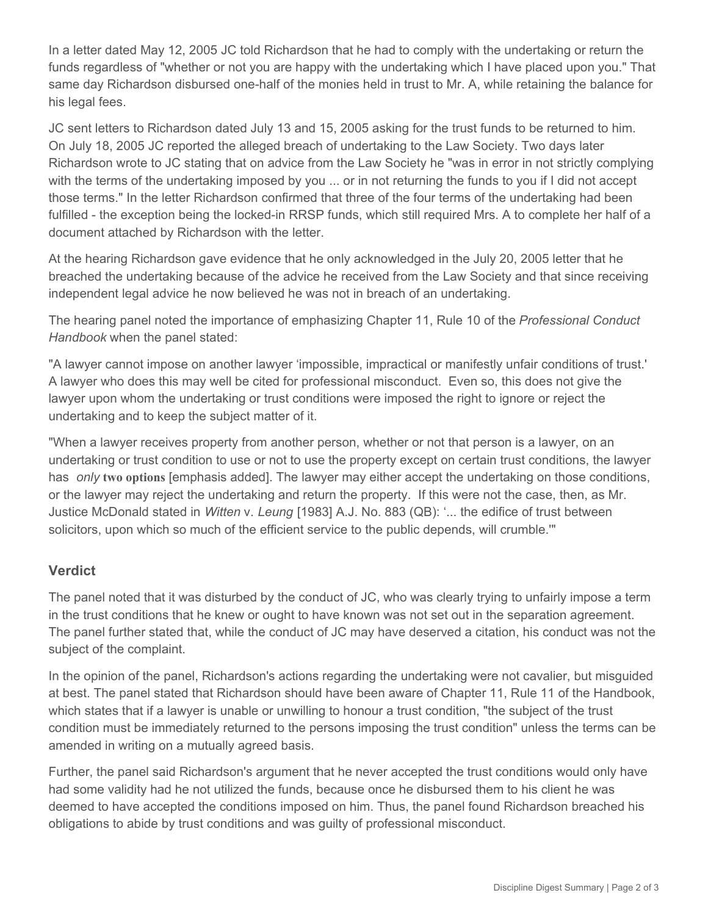In a letter dated May 12, 2005 JC told Richardson that he had to comply with the undertaking or return the funds regardless of "whether or not you are happy with the undertaking which I have placed upon you." That same day Richardson disbursed one-half of the monies held in trust to Mr. A, while retaining the balance for his legal fees.

JC sent letters to Richardson dated July 13 and 15, 2005 asking for the trust funds to be returned to him. On July 18, 2005 JC reported the alleged breach of undertaking to the Law Society. Two days later Richardson wrote to JC stating that on advice from the Law Society he "was in error in not strictly complying with the terms of the undertaking imposed by you ... or in not returning the funds to you if I did not accept those terms." In the letter Richardson confirmed that three of the four terms of the undertaking had been fulfilled - the exception being the locked-in RRSP funds, which still required Mrs. A to complete her half of a document attached by Richardson with the letter.

At the hearing Richardson gave evidence that he only acknowledged in the July 20, 2005 letter that he breached the undertaking because of the advice he received from the Law Society and that since receiving independent legal advice he now believed he was not in breach of an undertaking.

The hearing panel noted the importance of emphasizing Chapter 11, Rule 10 of the *Professional Conduct Handbook* when the panel stated:

"A lawyer cannot impose on another lawyer 'impossible, impractical or manifestly unfair conditions of trust.' A lawyer who does this may well be cited for professional misconduct. Even so, this does not give the lawyer upon whom the undertaking or trust conditions were imposed the right to ignore or reject the undertaking and to keep the subject matter of it.

"When a lawyer receives property from another person, whether or not that person is a lawyer, on an undertaking or trust condition to use or not to use the property except on certain trust conditions, the lawyer has *only* **two options** [emphasis added]. The lawyer may either accept the undertaking on those conditions, or the lawyer may reject the undertaking and return the property. If this were not the case, then, as Mr. Justice McDonald stated in *Witten* v. *Leung* [1983] A.J. No. 883 (QB): '... the edifice of trust between solicitors, upon which so much of the efficient service to the public depends, will crumble.'"

## Verdict

The panel noted that it was disturbed by the conduct of JC, who was clearly trying to unfairly impose a term in the trust conditions that he knew or ought to have known was not set out in the separation agreement. The panel further stated that, while the conduct of JC may have deserved a citation, his conduct was not the subject of the complaint.

In the opinion of the panel, Richardson's actions regarding the undertaking were not cavalier, but misguided at best. The panel stated that Richardson should have been aware of Chapter 11, Rule 11 of the Handbook, which states that if a lawyer is unable or unwilling to honour a trust condition, "the subject of the trust condition must be immediately returned to the persons imposing the trust condition" unless the terms can be amended in writing on a mutually agreed basis.

Further, the panel said Richardson's argument that he never accepted the trust conditions would only have had some validity had he not utilized the funds, because once he disbursed them to his client he was deemed to have accepted the conditions imposed on him. Thus, the panel found Richardson breached his obligations to abide by trust conditions and was guilty of professional misconduct.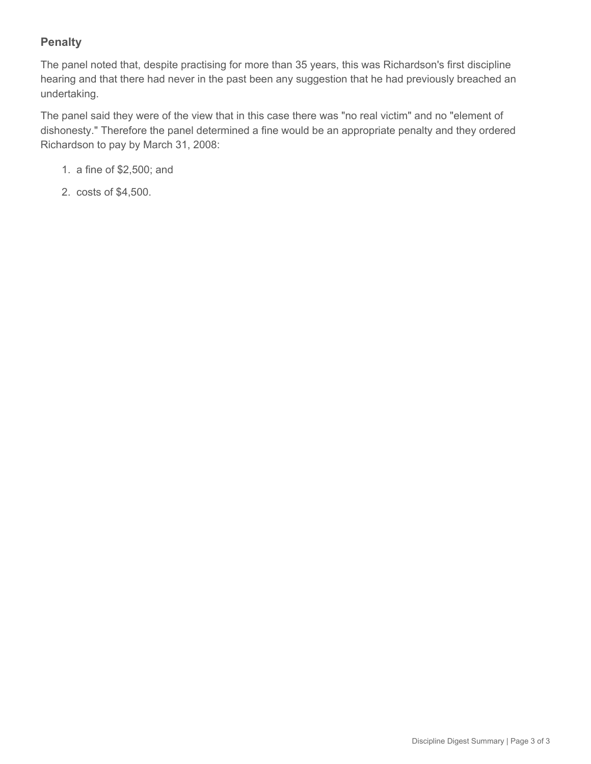## Penalty

The panel noted that, despite practising for more than 35 years, this was Richardson's first discipline hearing and that there had never in the past been any suggestion that he had previously breached an undertaking.

The panel said they were of the view that in this case there was "no real victim" and no "element of dishonesty." Therefore the panel determined a fine would be an appropriate penalty and they ordered Richardson to pay by March 31, 2008:

1. a fine of $2,500; and
2. costs of $4,500.